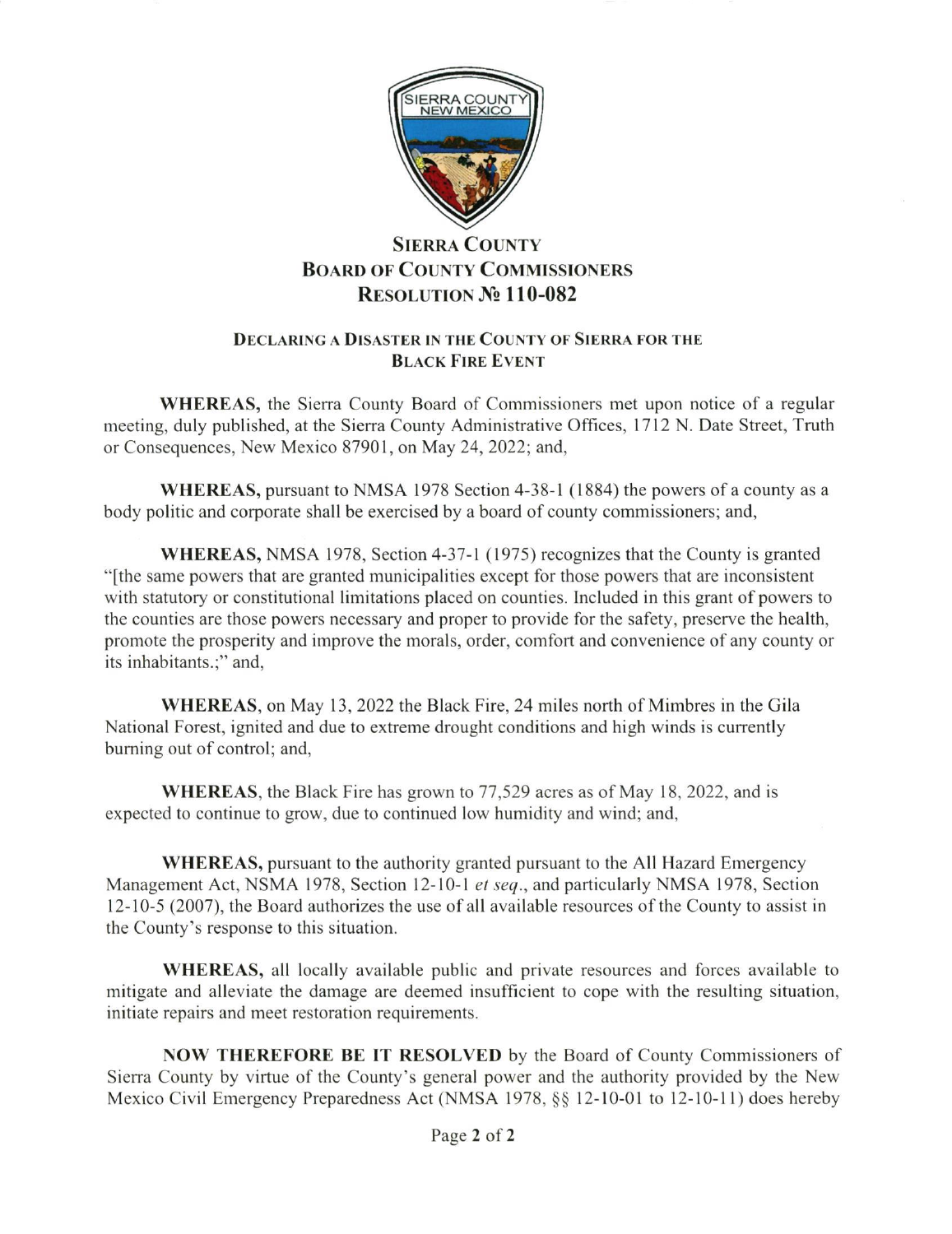# SIERRA COUNTY
## BOARD OF COUNTY COMMISSIONERS
## RESOLUTION № 110-082

### DECLARING A DISASTER IN THE COUNTY OF SIERRA FOR THE BLACK FIRE EVENT

**WHEREAS,** the Sierra County Board of Commissioners met upon notice of a regular meeting, duly published, at the Sierra County Administrative Offices, 1712 N. Date Street, Truth or Consequences, New Mexico 87901, on May 24, 2022; and,

**WHEREAS,** pursuant to NMSA 1978 Section 4-38-1 (1884) the powers of a county as a body politic and corporate shall be exercised by a board of county commissioners; and,

**WHEREAS,** NMSA 1978, Section 4-37-1 (1975) recognizes that the County is granted "[the same powers that are granted municipalities except for those powers that are inconsistent with statutory or constitutional limitations placed on counties. Included in this grant of powers to the counties are those powers necessary and proper to provide for the safety, preserve the health, promote the prosperity and improve the morals, order, comfort and convenience of any county or its inhabitants.;" and,

**WHEREAS**, on May 13, 2022 the Black Fire, 24 miles north of Mimbres in the Gila National Forest, ignited and due to extreme drought conditions and high winds is currently burning out of control; and,

**WHEREAS**, the Black Fire has grown to 77,529 acres as of May 18, 2022, and is expected to continue to grow, due to continued low humidity and wind; and,

**WHEREAS,** pursuant to the authority granted pursuant to the All Hazard Emergency Management Act, NSMA 1978, Section 12-10-1 *et seq*., and particularly NMSA 1978, Section 12-10-5 (2007), the Board authorizes the use of all available resources of the County to assist in the County's response to this situation.

**WHEREAS,** all locally available public and private resources and forces available to mitigate and alleviate the damage are deemed insufficient to cope with the resulting situation, initiate repairs and meet restoration requirements.

**NOW THEREFORE BE IT RESOLVED** by the Board of County Commissioners of Sierra County by virtue of the County's general power and the authority provided by the New Mexico Civil Emergency Preparedness Act (NMSA 1978, §§ 12-10-01 to 12-10-11) does hereby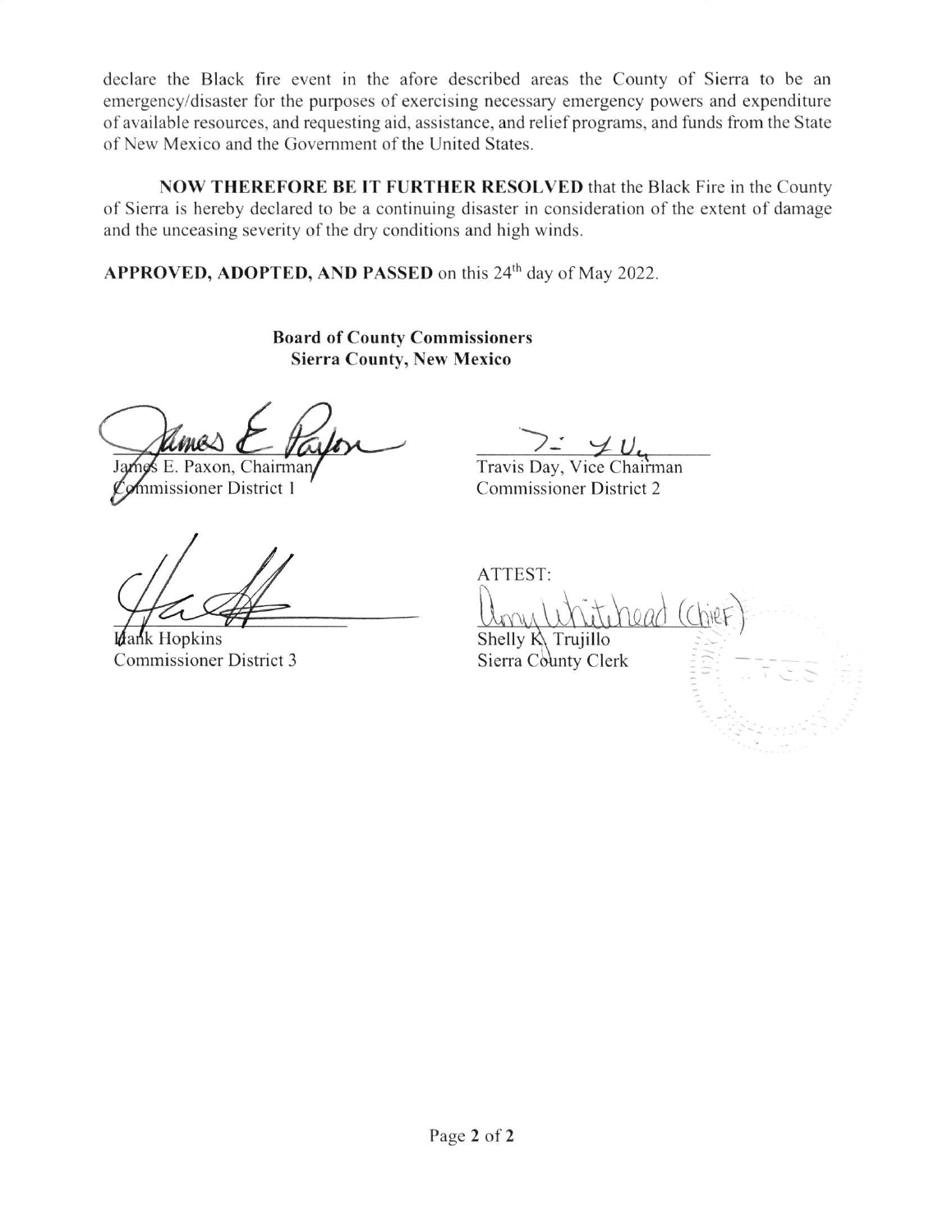declare the Black fire event in the afore described areas the County of Sierra to be an emergency/disaster for the purposes of exercising necessary emergency powers and expenditure of available resources, and requesting aid, assistance, and relief programs, and funds from the State of New Mexico and the Government of the United States.

**NOW THEREFORE BE IT FURTHER RESOLVED** that the Black Fire in the County of Sierra is hereby declared to be a continuing disaster in consideration of the extent of damage and the unceasing severity of the dry conditions and high winds.

**APPROVED, ADOPTED, AND PASSED** on this 24th day of May 2022.

**Board of County Commissioners**
**Sierra County, New Mexico**

James E. Paxon, Chairman
Commissioner District 1

Travis Day, Vice Chairman
Commissioner District 2

Hank Hopkins
Commissioner District 3

ATTEST:

Amy Whitehead (Chief)
Shelly K. Trujillo
Sierra County Clerk